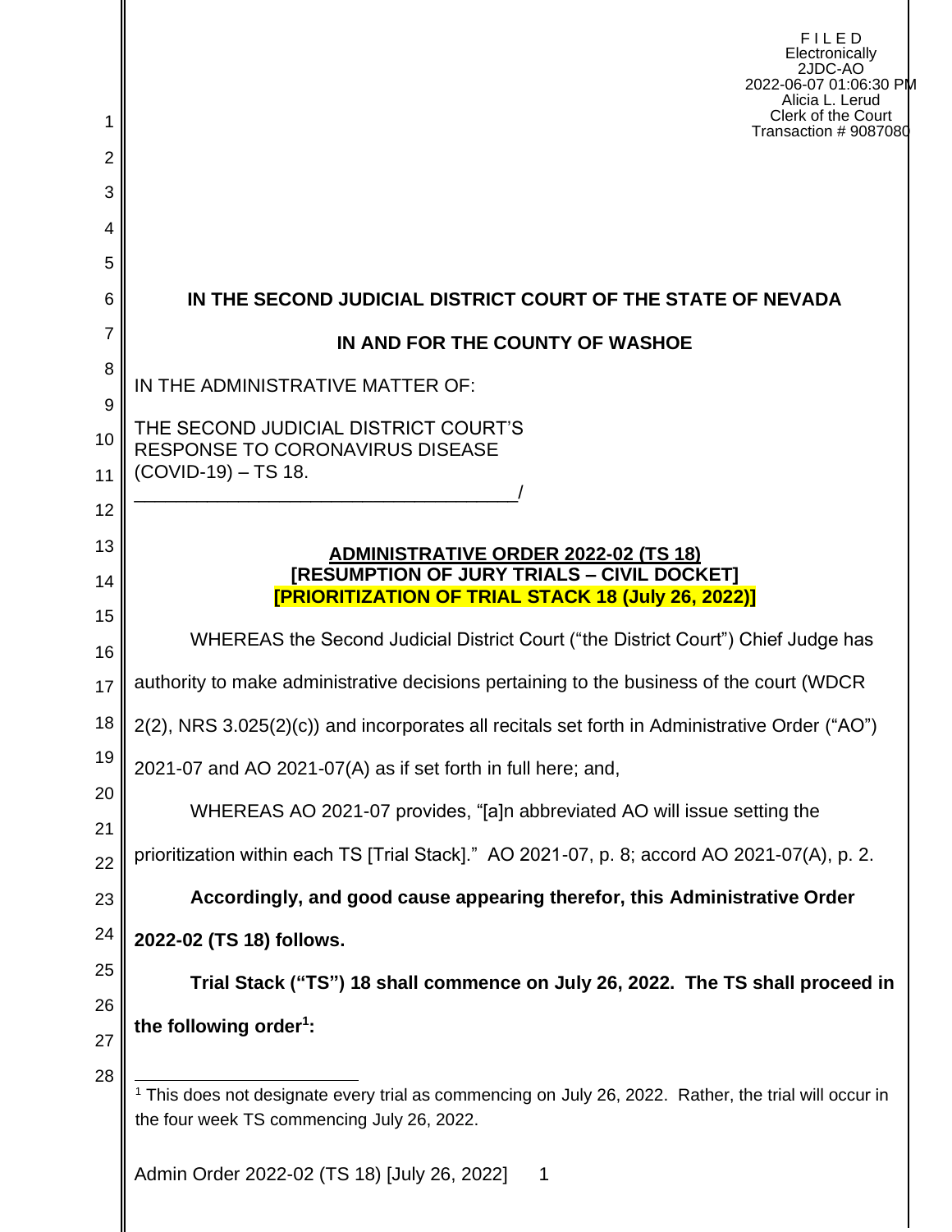F I L E D
Electronically
2JDC-AO
2022-06-07 01:06:30 PM
Alicia L. Lerud
Clerk of the Court
Transaction # 9087080

**IN THE SECOND JUDICIAL DISTRICT COURT OF THE STATE OF NEVADA**

**IN AND FOR THE COUNTY OF WASHOE**

IN THE ADMINISTRATIVE MATTER OF:

THE SECOND JUDICIAL DISTRICT COURT'S RESPONSE TO CORONAVIRUS DISEASE (COVID-19) – TS 18.
_____________________________________/

**ADMINISTRATIVE ORDER 2022-02 (TS 18)**
**[RESUMPTION OF JURY TRIALS – CIVIL DOCKET]**
**[PRIORITIZATION OF TRIAL STACK 18 (July 26, 2022)]**

WHEREAS the Second Judicial District Court ("the District Court") Chief Judge has authority to make administrative decisions pertaining to the business of the court (WDCR 2(2), NRS 3.025(2)(c)) and incorporates all recitals set forth in Administrative Order ("AO") 2021-07 and AO 2021-07(A) as if set forth in full here; and,

WHEREAS AO 2021-07 provides, "[a]n abbreviated AO will issue setting the prioritization within each TS [Trial Stack]." AO 2021-07, p. 8; accord AO 2021-07(A), p. 2.

**Accordingly, and good cause appearing therefor, this Administrative Order 2022-02 (TS 18) follows.**

**Trial Stack ("TS") 18 shall commence on July 26, 2022. The TS shall proceed in the following order[1]:**

[1] This does not designate every trial as commencing on July 26, 2022. Rather, the trial will occur in the four week TS commencing July 26, 2022.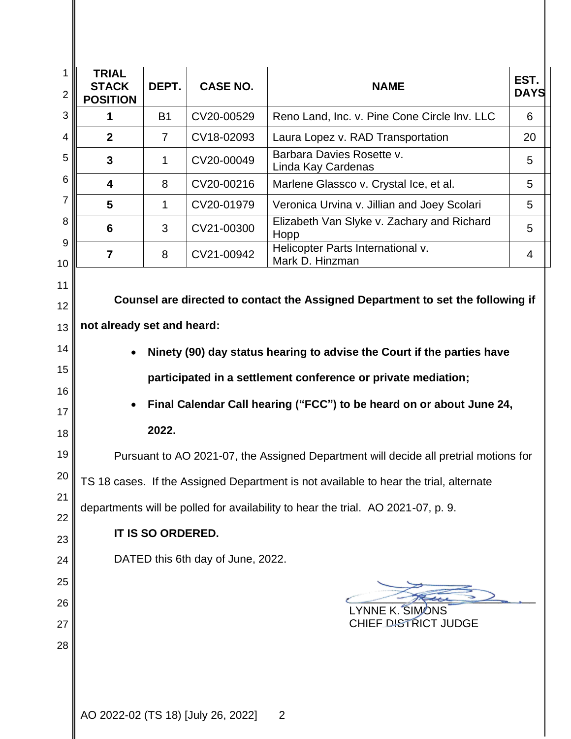| TRIAL STACK POSITION | DEPT. | CASE NO. | NAME | EST. DAYS |
|---|---|---|---|---|
| **1** | B1 | CV20-00529 | Reno Land, Inc. v. Pine Cone Circle Inv. LLC | 6 |
| **2** | 7 | CV18-02093 | Laura Lopez v. RAD Transportation | 20 |
| **3** | 1 | CV20-00049 | Barbara Davies Rosette v. Linda Kay Cardenas | 5 |
| **4** | 8 | CV20-00216 | Marlene Glassco v. Crystal Ice, et al. | 5 |
| **5** | 1 | CV20-01979 | Veronica Urvina v. Jillian and Joey Scolari | 5 |
| **6** | 3 | CV21-00300 | Elizabeth Van Slyke v. Zachary and Richard Hopp | 5 |
| **7** | 8 | CV21-00942 | Helicopter Parts International v. Mark D. Hinzman | 4 |

**Counsel are directed to contact the Assigned Department to set the following if not already set and heard:**

- **Ninety (90) day status hearing to advise the Court if the parties have participated in a settlement conference or private mediation;**
- **Final Calendar Call hearing ("FCC") to be heard on or about June 24, 2022.**

Pursuant to AO 2021-07, the Assigned Department will decide all pretrial motions for TS 18 cases. If the Assigned Department is not available to hear the trial, alternate departments will be polled for availability to hear the trial. AO 2021-07, p. 9.

**IT IS SO ORDERED.**

DATED this 6th day of June, 2022.

LYNNE K. SIMONS
CHIEF DISTRICT JUDGE

AO 2022-02 (TS 18) [July 26, 2022]